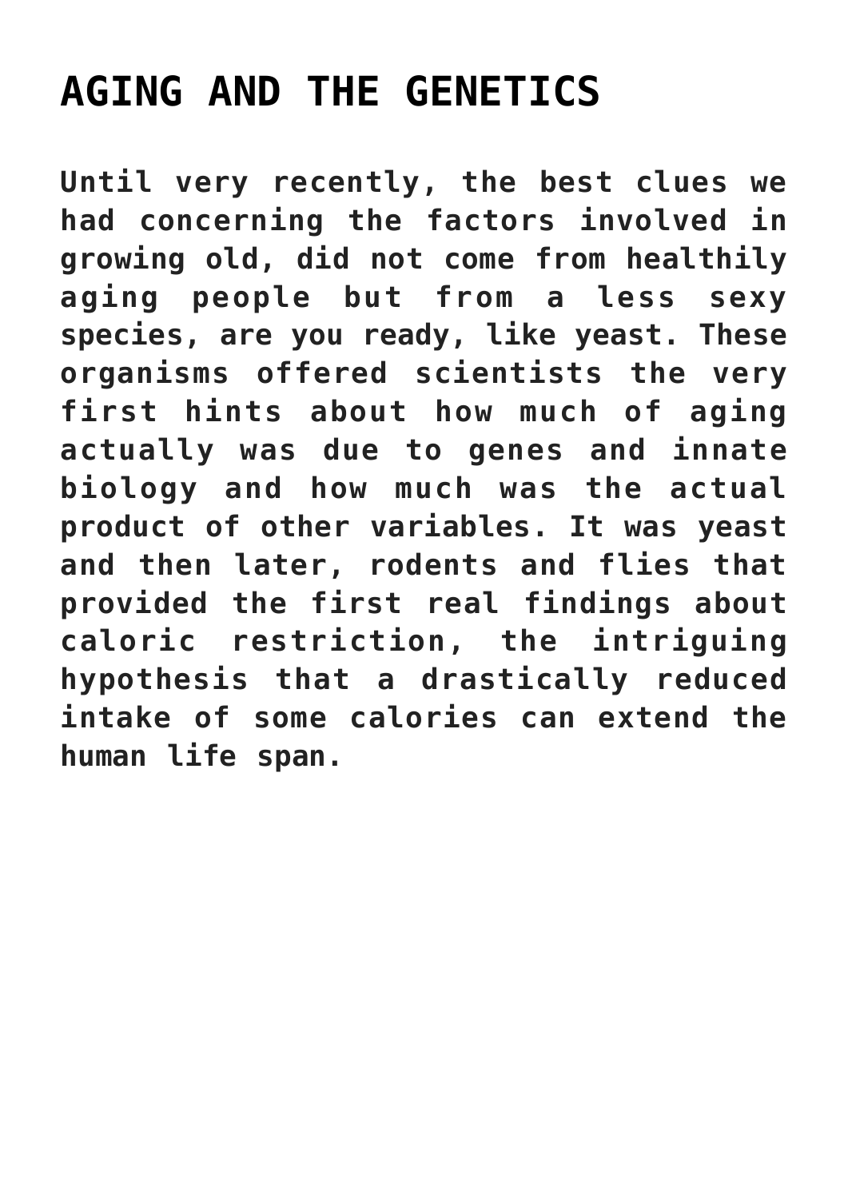# AGING AND THE GENETICS

**Until very recently, the best clues we had concerning the factors involved in growing old, did not come from healthily aging people but from a less sexy species, are you ready, like yeast. These organisms offered scientists the very first hints about how much of aging actually was due to genes and innate biology and how much was the actual product of other variables. It was yeast and then later, rodents and flies that provided the first real findings about caloric restriction, the intriguing hypothesis that a drastically reduced intake of some calories can extend the human life span.**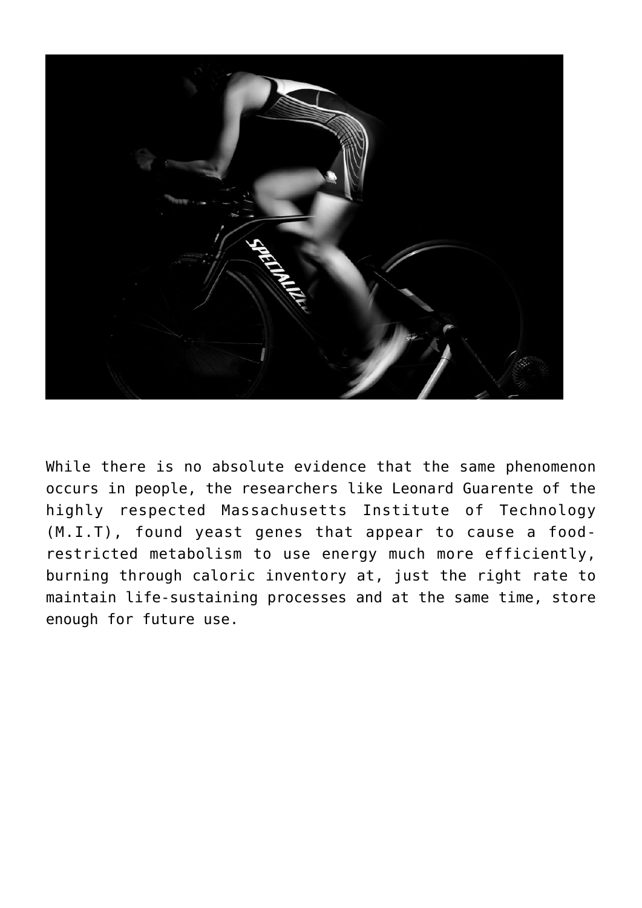While there is no absolute evidence that the same phenomenon occurs in people, the researchers like Leonard Guarente of the highly respected Massachusetts Institute of Technology (M.I.T), found yeast genes that appear to cause a food-restricted metabolism to use energy much more efficiently, burning through caloric inventory at, just the right rate to maintain life-sustaining processes and at the same time, store enough for future use.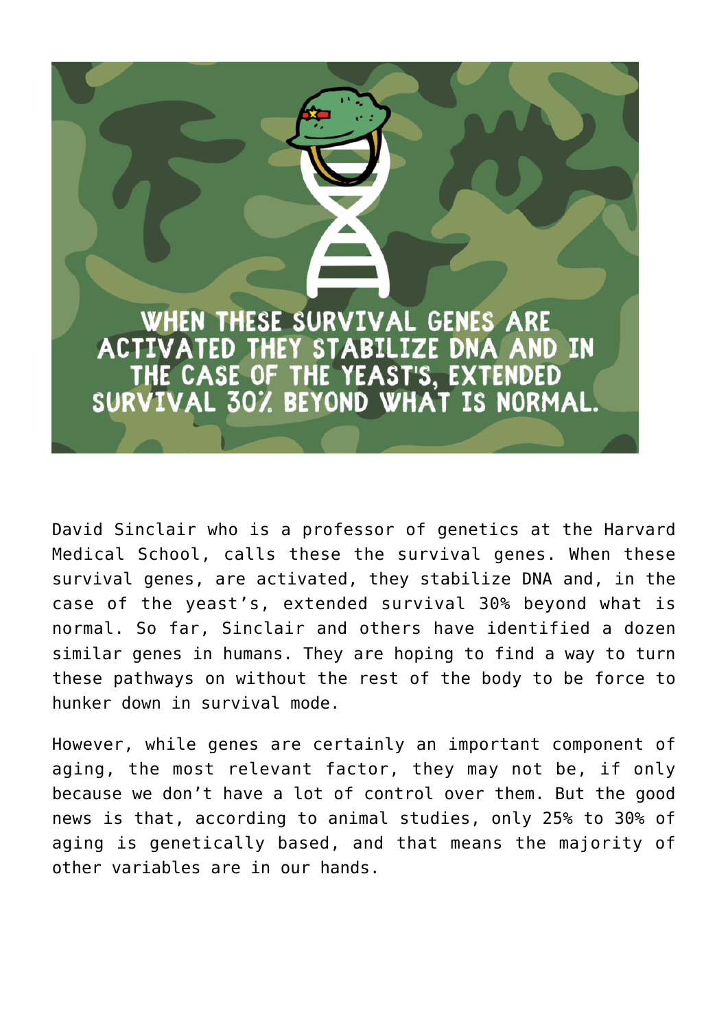WHEN THESE SURVIVAL GENES ARE ACTIVATED THEY STABILIZE DNA AND IN THE CASE OF THE YEAST'S, EXTENDED SURVIVAL 30% BEYOND WHAT IS NORMAL.

David Sinclair who is a professor of genetics at the Harvard Medical School, calls these the survival genes. When these survival genes, are activated, they stabilize DNA and, in the case of the yeast's, extended survival 30% beyond what is normal. So far, Sinclair and others have identified a dozen similar genes in humans. They are hoping to find a way to turn these pathways on without the rest of the body to be force to hunker down in survival mode.

However, while genes are certainly an important component of aging, the most relevant factor, they may not be, if only because we don't have a lot of control over them. But the good news is that, according to animal studies, only 25% to 30% of aging is genetically based, and that means the majority of other variables are in our hands.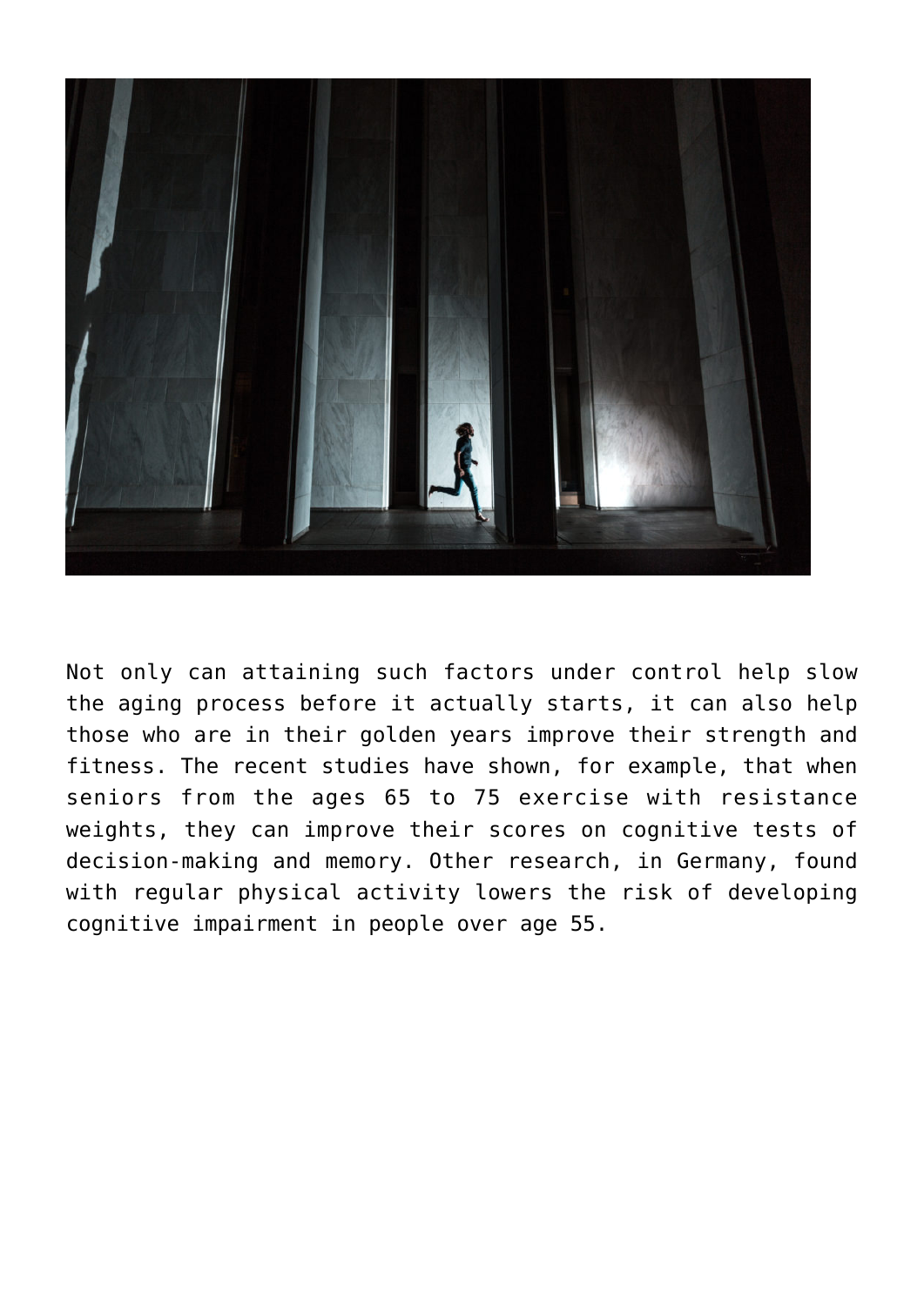Not only can attaining such factors under control help slow the aging process before it actually starts, it can also help those who are in their golden years improve their strength and fitness. The recent studies have shown, for example, that when seniors from the ages 65 to 75 exercise with resistance weights, they can improve their scores on cognitive tests of decision-making and memory. Other research, in Germany, found with regular physical activity lowers the risk of developing cognitive impairment in people over age 55.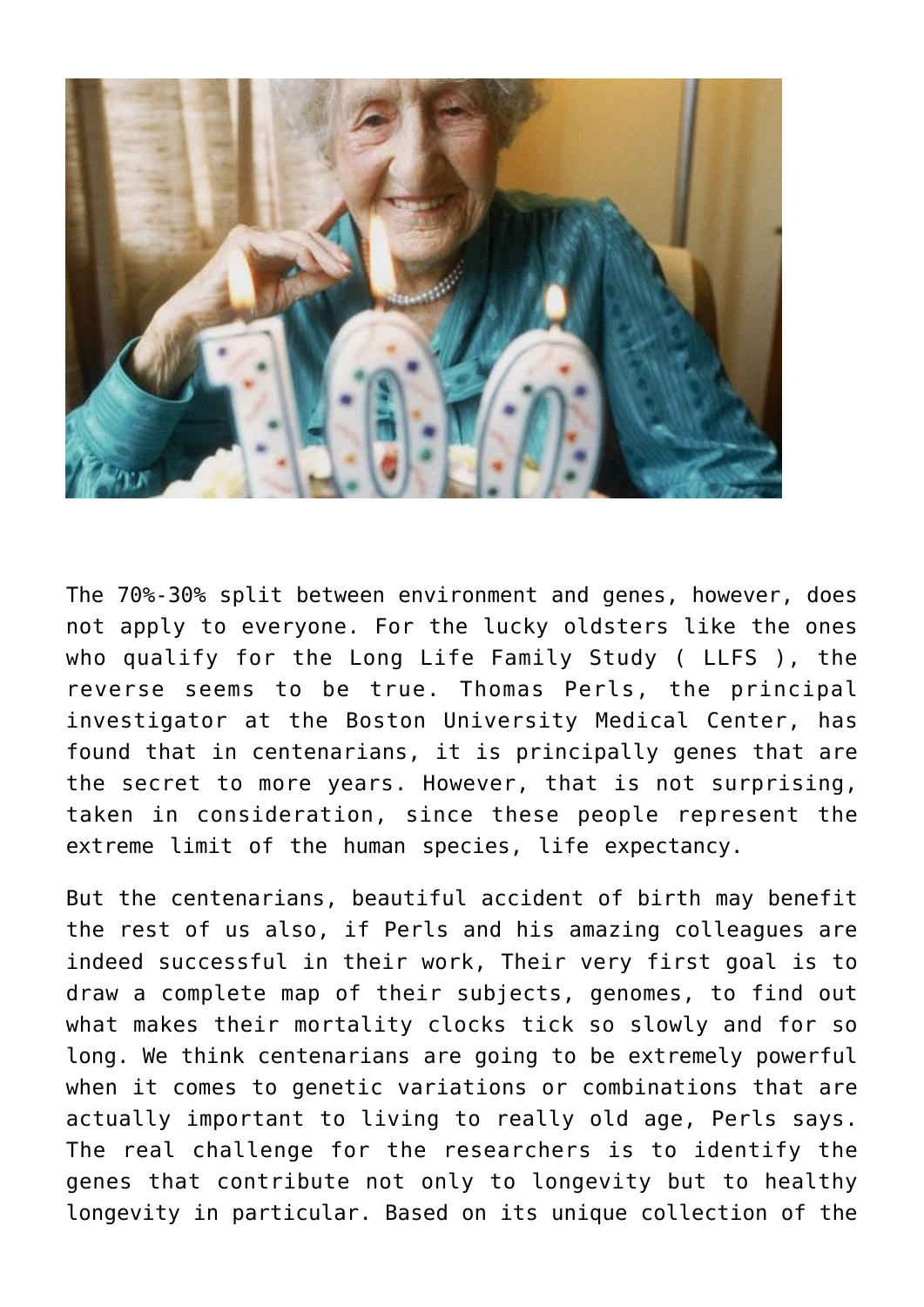The 70%-30% split between environment and genes, however, does not apply to everyone. For the lucky oldsters like the ones who qualify for the Long Life Family Study ( LLFS ), the reverse seems to be true. Thomas Perls, the principal investigator at the Boston University Medical Center, has found that in centenarians, it is principally genes that are the secret to more years. However, that is not surprising, taken in consideration, since these people represent the extreme limit of the human species, life expectancy.

But the centenarians, beautiful accident of birth may benefit the rest of us also, if Perls and his amazing colleagues are indeed successful in their work, Their very first goal is to draw a complete map of their subjects, genomes, to find out what makes their mortality clocks tick so slowly and for so long. We think centenarians are going to be extremely powerful when it comes to genetic variations or combinations that are actually important to living to really old age, Perls says. The real challenge for the researchers is to identify the genes that contribute not only to longevity but to healthy longevity in particular. Based on its unique collection of the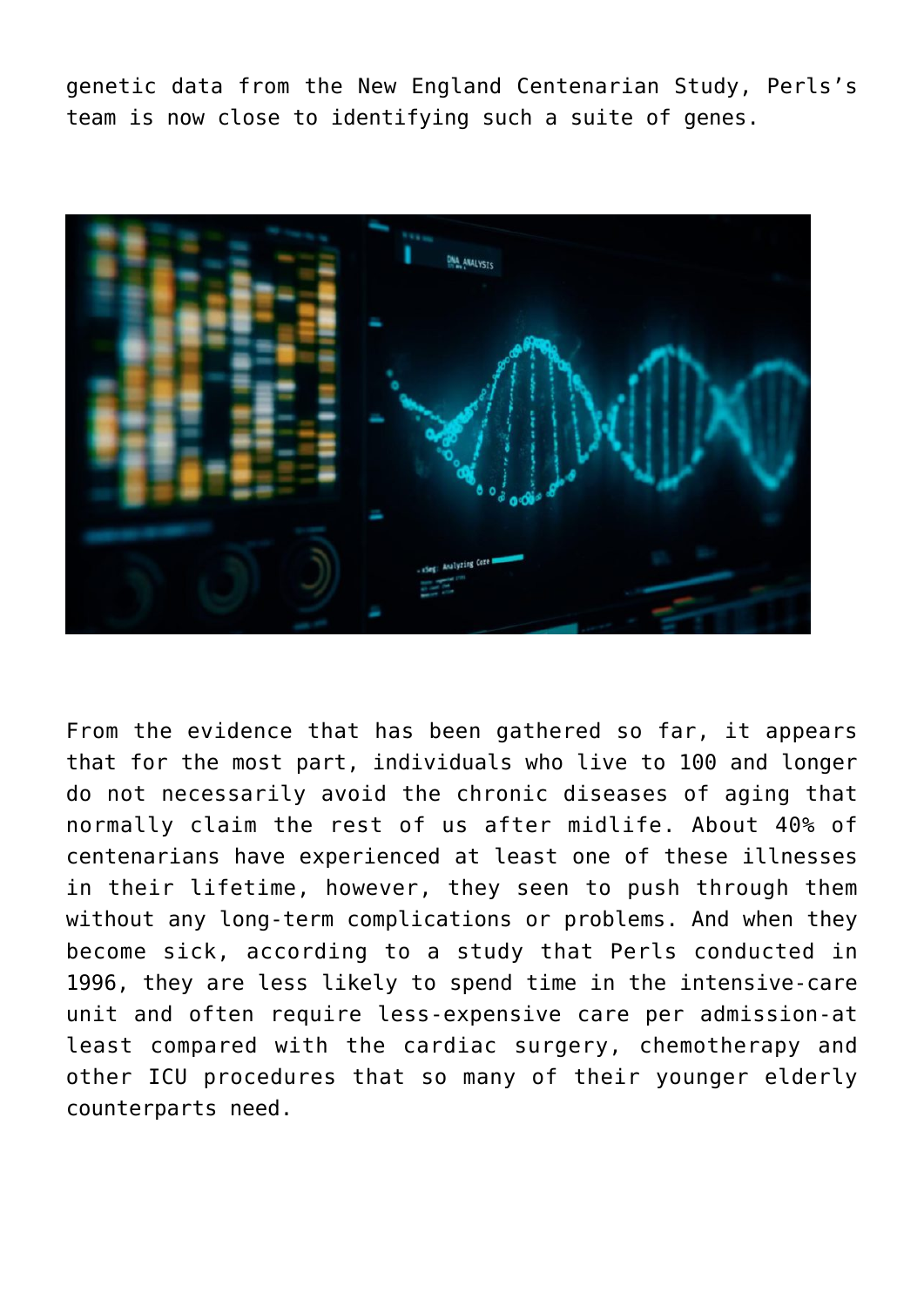genetic data from the New England Centenarian Study, Perls's team is now close to identifying such a suite of genes.

From the evidence that has been gathered so far, it appears that for the most part, individuals who live to 100 and longer do not necessarily avoid the chronic diseases of aging that normally claim the rest of us after midlife. About 40% of centenarians have experienced at least one of these illnesses in their lifetime, however, they seen to push through them without any long-term complications or problems. And when they become sick, according to a study that Perls conducted in 1996, they are less likely to spend time in the intensive-care unit and often require less-expensive care per admission-at least compared with the cardiac surgery, chemotherapy and other ICU procedures that so many of their younger elderly counterparts need.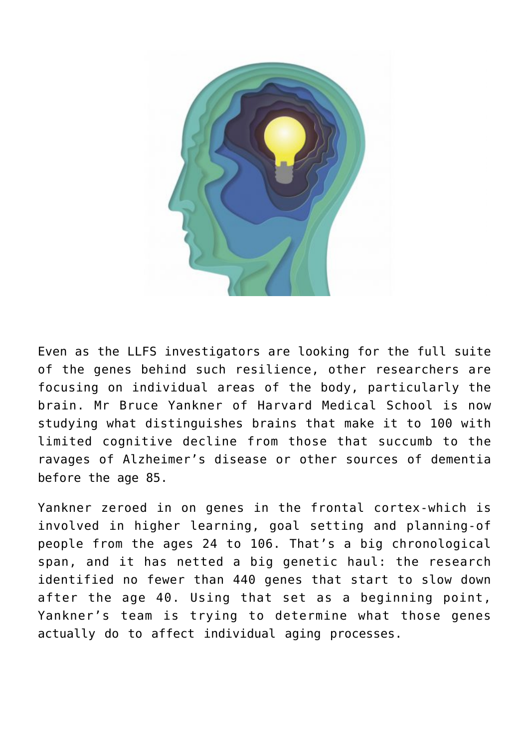Even as the LLFS investigators are looking for the full suite of the genes behind such resilience, other researchers are focusing on individual areas of the body, particularly the brain. Mr Bruce Yankner of Harvard Medical School is now studying what distinguishes brains that make it to 100 with limited cognitive decline from those that succumb to the ravages of Alzheimer's disease or other sources of dementia before the age 85.

Yankner zeroed in on genes in the frontal cortex-which is involved in higher learning, goal setting and planning-of people from the ages 24 to 106. That's a big chronological span, and it has netted a big genetic haul: the research identified no fewer than 440 genes that start to slow down after the age 40. Using that set as a beginning point, Yankner's team is trying to determine what those genes actually do to affect individual aging processes.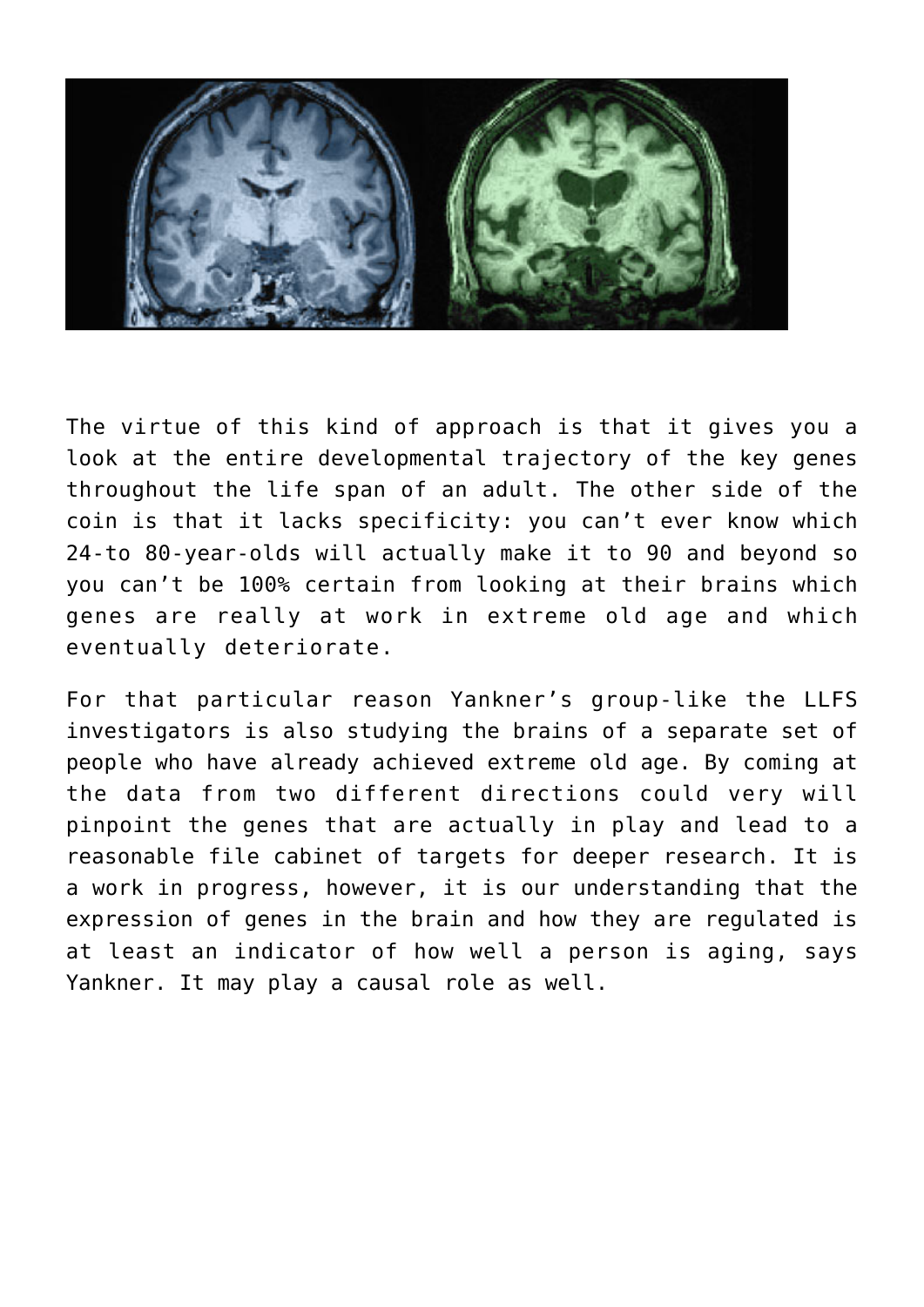The virtue of this kind of approach is that it gives you a look at the entire developmental trajectory of the key genes throughout the life span of an adult. The other side of the coin is that it lacks specificity: you can't ever know which 24-to 80-year-olds will actually make it to 90 and beyond so you can't be 100% certain from looking at their brains which genes are really at work in extreme old age and which eventually deteriorate.

For that particular reason Yankner's group-like the LLFS investigators is also studying the brains of a separate set of people who have already achieved extreme old age. By coming at the data from two different directions could very will pinpoint the genes that are actually in play and lead to a reasonable file cabinet of targets for deeper research. It is a work in progress, however, it is our understanding that the expression of genes in the brain and how they are regulated is at least an indicator of how well a person is aging, says Yankner. It may play a causal role as well.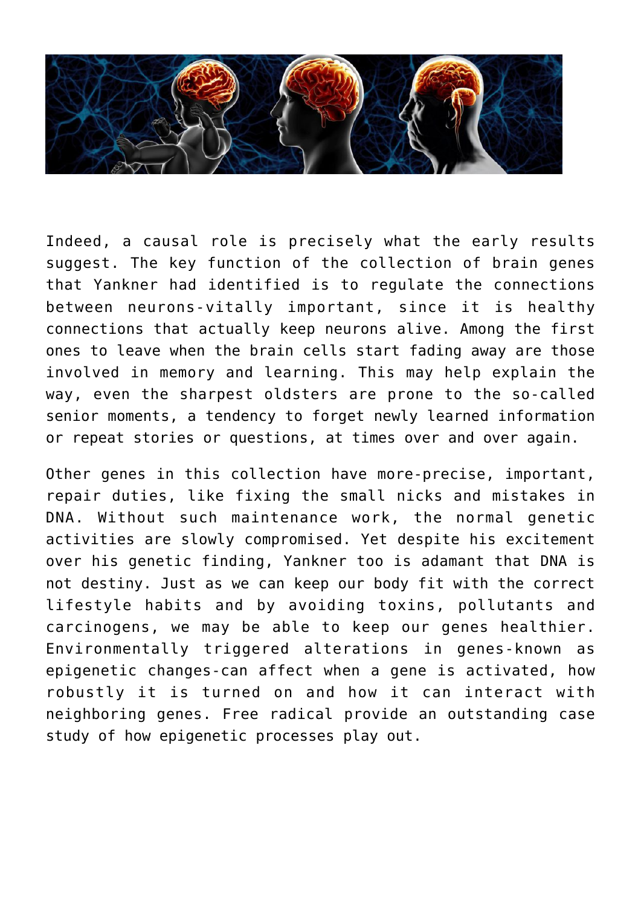Indeed, a causal role is precisely what the early results suggest. The key function of the collection of brain genes that Yankner had identified is to regulate the connections between neurons-vitally important, since it is healthy connections that actually keep neurons alive. Among the first ones to leave when the brain cells start fading away are those involved in memory and learning. This may help explain the way, even the sharpest oldsters are prone to the so-called senior moments, a tendency to forget newly learned information or repeat stories or questions, at times over and over again.

Other genes in this collection have more-precise, important, repair duties, like fixing the small nicks and mistakes in DNA. Without such maintenance work, the normal genetic activities are slowly compromised. Yet despite his excitement over his genetic finding, Yankner too is adamant that DNA is not destiny. Just as we can keep our body fit with the correct lifestyle habits and by avoiding toxins, pollutants and carcinogens, we may be able to keep our genes healthier. Environmentally triggered alterations in genes-known as epigenetic changes-can affect when a gene is activated, how robustly it is turned on and how it can interact with neighboring genes. Free radical provide an outstanding case study of how epigenetic processes play out.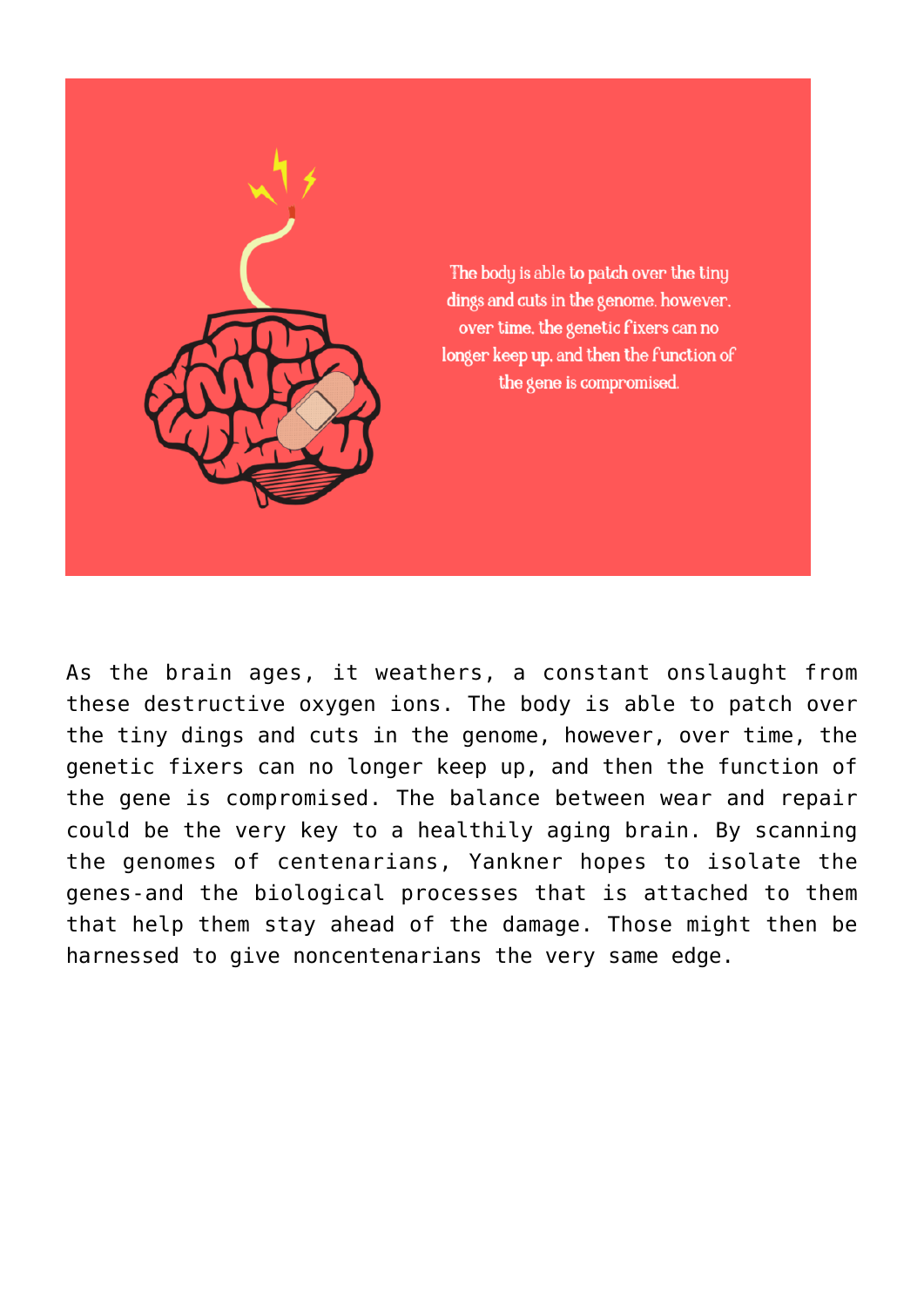As the brain ages, it weathers, a constant onslaught from these destructive oxygen ions. The body is able to patch over the tiny dings and cuts in the genome, however, over time, the genetic fixers can no longer keep up, and then the function of the gene is compromised. The balance between wear and repair could be the very key to a healthily aging brain. By scanning the genomes of centenarians, Yankner hopes to isolate the genes-and the biological processes that is attached to them that help them stay ahead of the damage. Those might then be harnessed to give noncentenarians the very same edge.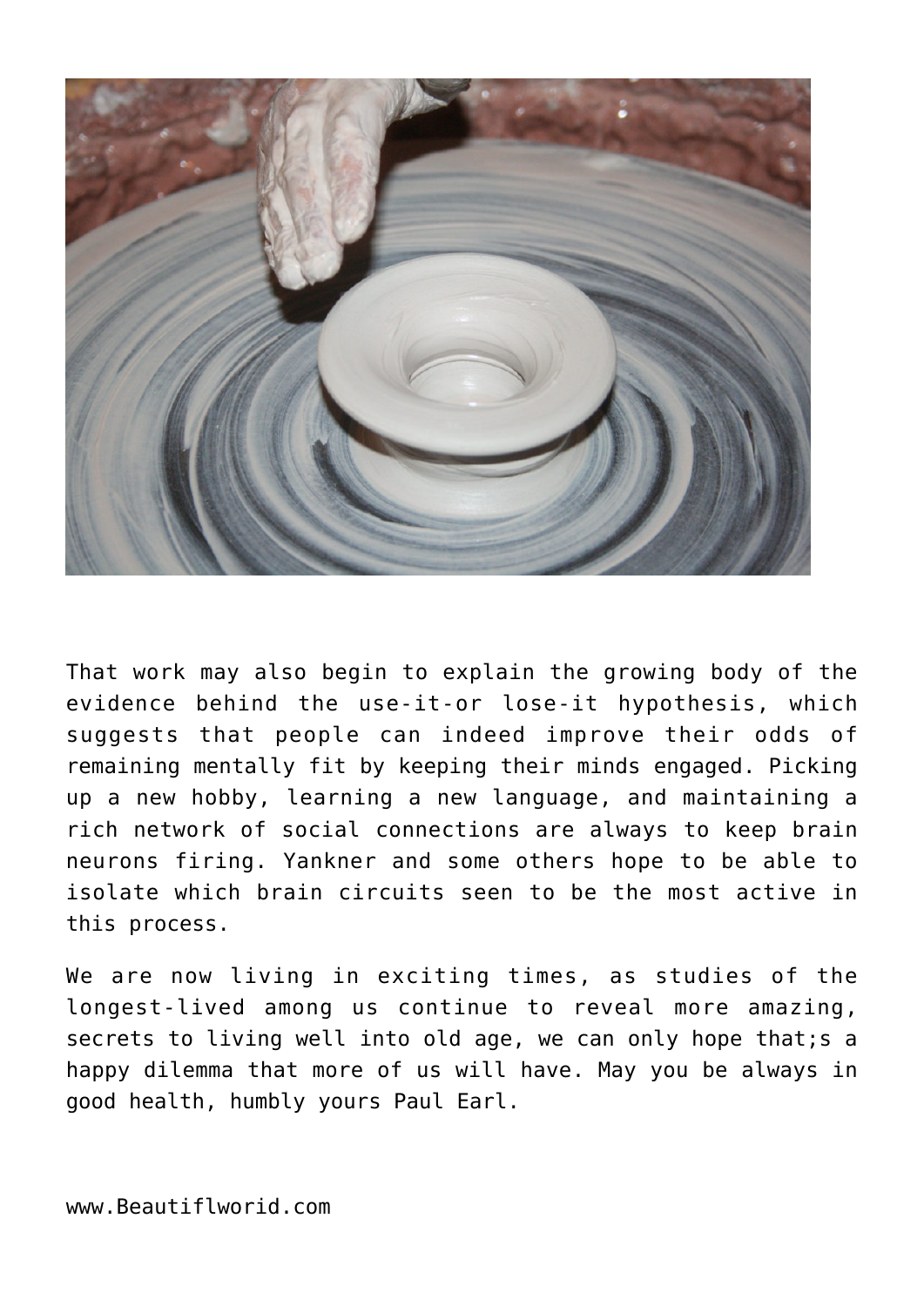That work may also begin to explain the growing body of the evidence behind the use-it-or lose-it hypothesis, which suggests that people can indeed improve their odds of remaining mentally fit by keeping their minds engaged. Picking up a new hobby, learning a new language, and maintaining a rich network of social connections are always to keep brain neurons firing. Yankner and some others hope to be able to isolate which brain circuits seen to be the most active in this process.

We are now living in exciting times, as studies of the longest-lived among us continue to reveal more amazing, secrets to living well into old age, we can only hope that;s a happy dilemma that more of us will have. May you be always in good health, humbly yours Paul Earl.

www.Beautiflworid.com